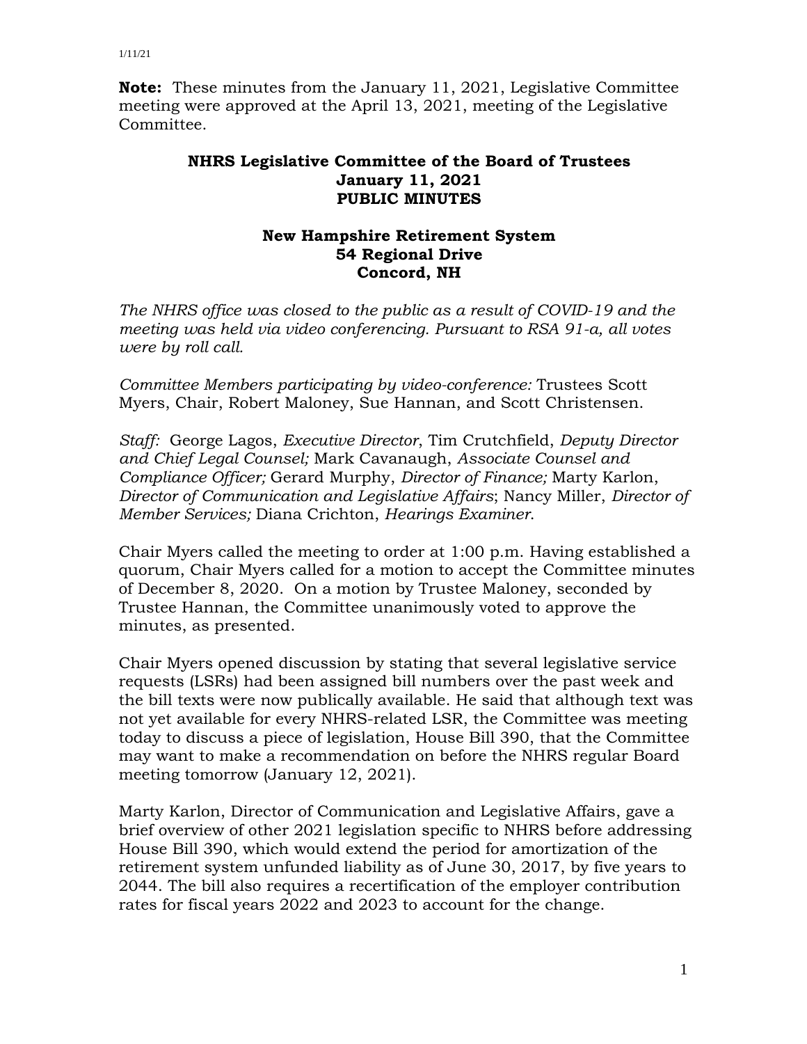**Note:** These minutes from the January 11, 2021, Legislative Committee meeting were approved at the April 13, 2021, meeting of the Legislative Committee.

# NHRS Legislative Committee of the Board of Trustees
## January 11, 2021
## PUBLIC MINUTES

### New Hampshire Retirement System
### 54 Regional Drive
### Concord, NH

*The NHRS office was closed to the public as a result of COVID-19 and the meeting was held via video conferencing. Pursuant to RSA 91-a, all votes were by roll call.*

*Committee Members participating by video-conference:* Trustees Scott Myers, Chair, Robert Maloney, Sue Hannan, and Scott Christensen.

*Staff:* George Lagos, *Executive Director*, Tim Crutchfield, *Deputy Director and Chief Legal Counsel;* Mark Cavanaugh, *Associate Counsel and Compliance Officer;* Gerard Murphy, *Director of Finance;* Marty Karlon, *Director of Communication and Legislative Affairs*; Nancy Miller, *Director of Member Services;* Diana Crichton, *Hearings Examiner*.

Chair Myers called the meeting to order at 1:00 p.m. Having established a quorum, Chair Myers called for a motion to accept the Committee minutes of December 8, 2020. On a motion by Trustee Maloney, seconded by Trustee Hannan, the Committee unanimously voted to approve the minutes, as presented.

Chair Myers opened discussion by stating that several legislative service requests (LSRs) had been assigned bill numbers over the past week and the bill texts were now publically available. He said that although text was not yet available for every NHRS-related LSR, the Committee was meeting today to discuss a piece of legislation, House Bill 390, that the Committee may want to make a recommendation on before the NHRS regular Board meeting tomorrow (January 12, 2021).

Marty Karlon, Director of Communication and Legislative Affairs, gave a brief overview of other 2021 legislation specific to NHRS before addressing House Bill 390, which would extend the period for amortization of the retirement system unfunded liability as of June 30, 2017, by five years to 2044. The bill also requires a recertification of the employer contribution rates for fiscal years 2022 and 2023 to account for the change.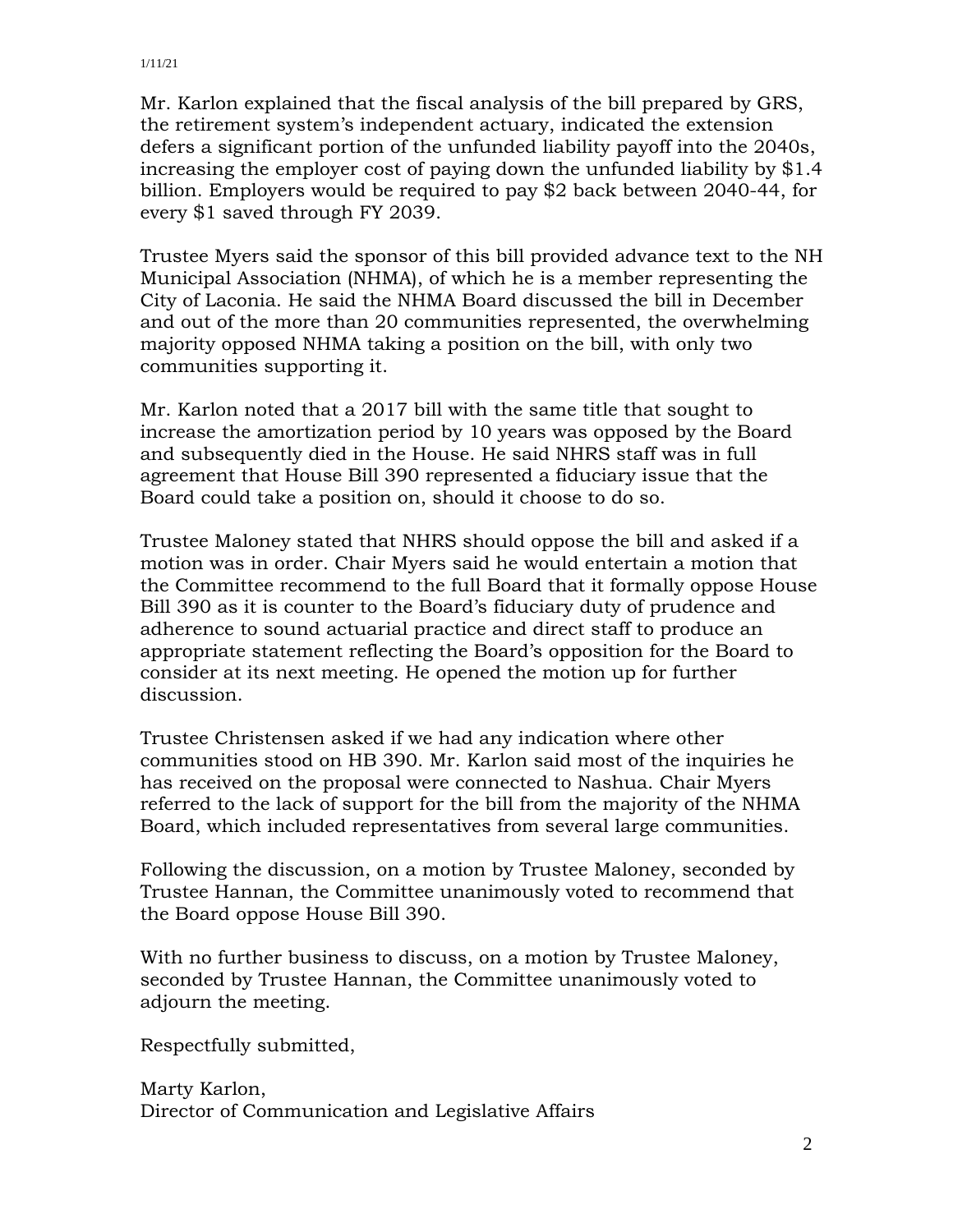Mr. Karlon explained that the fiscal analysis of the bill prepared by GRS, the retirement system's independent actuary, indicated the extension defers a significant portion of the unfunded liability payoff into the 2040s, increasing the employer cost of paying down the unfunded liability by $1.4 billion. Employers would be required to pay $2 back between 2040-44, for every $1 saved through FY 2039.

Trustee Myers said the sponsor of this bill provided advance text to the NH Municipal Association (NHMA), of which he is a member representing the City of Laconia. He said the NHMA Board discussed the bill in December and out of the more than 20 communities represented, the overwhelming majority opposed NHMA taking a position on the bill, with only two communities supporting it.

Mr. Karlon noted that a 2017 bill with the same title that sought to increase the amortization period by 10 years was opposed by the Board and subsequently died in the House. He said NHRS staff was in full agreement that House Bill 390 represented a fiduciary issue that the Board could take a position on, should it choose to do so.

Trustee Maloney stated that NHRS should oppose the bill and asked if a motion was in order. Chair Myers said he would entertain a motion that the Committee recommend to the full Board that it formally oppose House Bill 390 as it is counter to the Board's fiduciary duty of prudence and adherence to sound actuarial practice and direct staff to produce an appropriate statement reflecting the Board's opposition for the Board to consider at its next meeting. He opened the motion up for further discussion.

Trustee Christensen asked if we had any indication where other communities stood on HB 390. Mr. Karlon said most of the inquiries he has received on the proposal were connected to Nashua. Chair Myers referred to the lack of support for the bill from the majority of the NHMA Board, which included representatives from several large communities.

Following the discussion, on a motion by Trustee Maloney, seconded by Trustee Hannan, the Committee unanimously voted to recommend that the Board oppose House Bill 390.

With no further business to discuss, on a motion by Trustee Maloney, seconded by Trustee Hannan, the Committee unanimously voted to adjourn the meeting.

Respectfully submitted,

Marty Karlon,
Director of Communication and Legislative Affairs